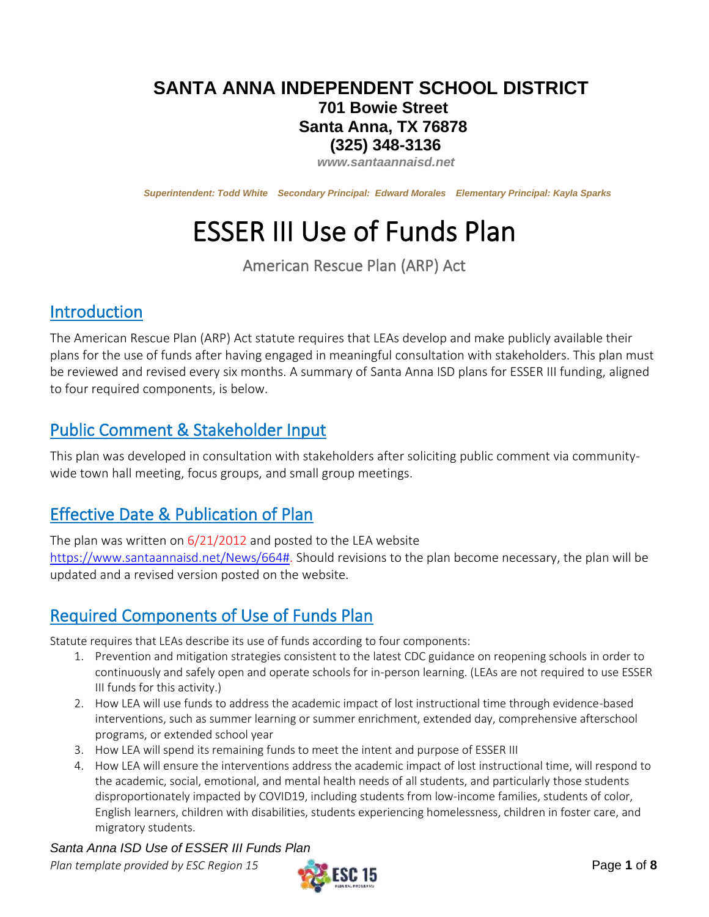# SANTA ANNA INDEPENDENT SCHOOL DISTRICT

**701 Bowie Street**
**Santa Anna, TX 76878**
**(325) 348-3136**
*www.santaannaisd.net*

*Superintendent: Todd White    Secondary Principal: Edward Morales    Elementary Principal: Kayla Sparks*

# ESSER III Use of Funds Plan

American Rescue Plan (ARP) Act

## Introduction

The American Rescue Plan (ARP) Act statute requires that LEAs develop and make publicly available their plans for the use of funds after having engaged in meaningful consultation with stakeholders. This plan must be reviewed and revised every six months. A summary of Santa Anna ISD plans for ESSER III funding, aligned to four required components, is below.

## Public Comment & Stakeholder Input

This plan was developed in consultation with stakeholders after soliciting public comment via community-wide town hall meeting, focus groups, and small group meetings.

## Effective Date & Publication of Plan

The plan was written on 6/21/2012 and posted to the LEA website https://www.santaannaisd.net/News/664#. Should revisions to the plan become necessary, the plan will be updated and a revised version posted on the website.

## Required Components of Use of Funds Plan

Statute requires that LEAs describe its use of funds according to four components:

1. Prevention and mitigation strategies consistent to the latest CDC guidance on reopening schools in order to continuously and safely open and operate schools for in-person learning. (LEAs are not required to use ESSER III funds for this activity.)
2. How LEA will use funds to address the academic impact of lost instructional time through evidence-based interventions, such as summer learning or summer enrichment, extended day, comprehensive afterschool programs, or extended school year
3. How LEA will spend its remaining funds to meet the intent and purpose of ESSER III
4. How LEA will ensure the interventions address the academic impact of lost instructional time, will respond to the academic, social, emotional, and mental health needs of all students, and particularly those students disproportionately impacted by COVID19, including students from low-income families, students of color, English learners, children with disabilities, students experiencing homelessness, children in foster care, and migratory students.

*Santa Anna ISD Use of ESSER III Funds Plan*
*Plan template provided by ESC Region 15*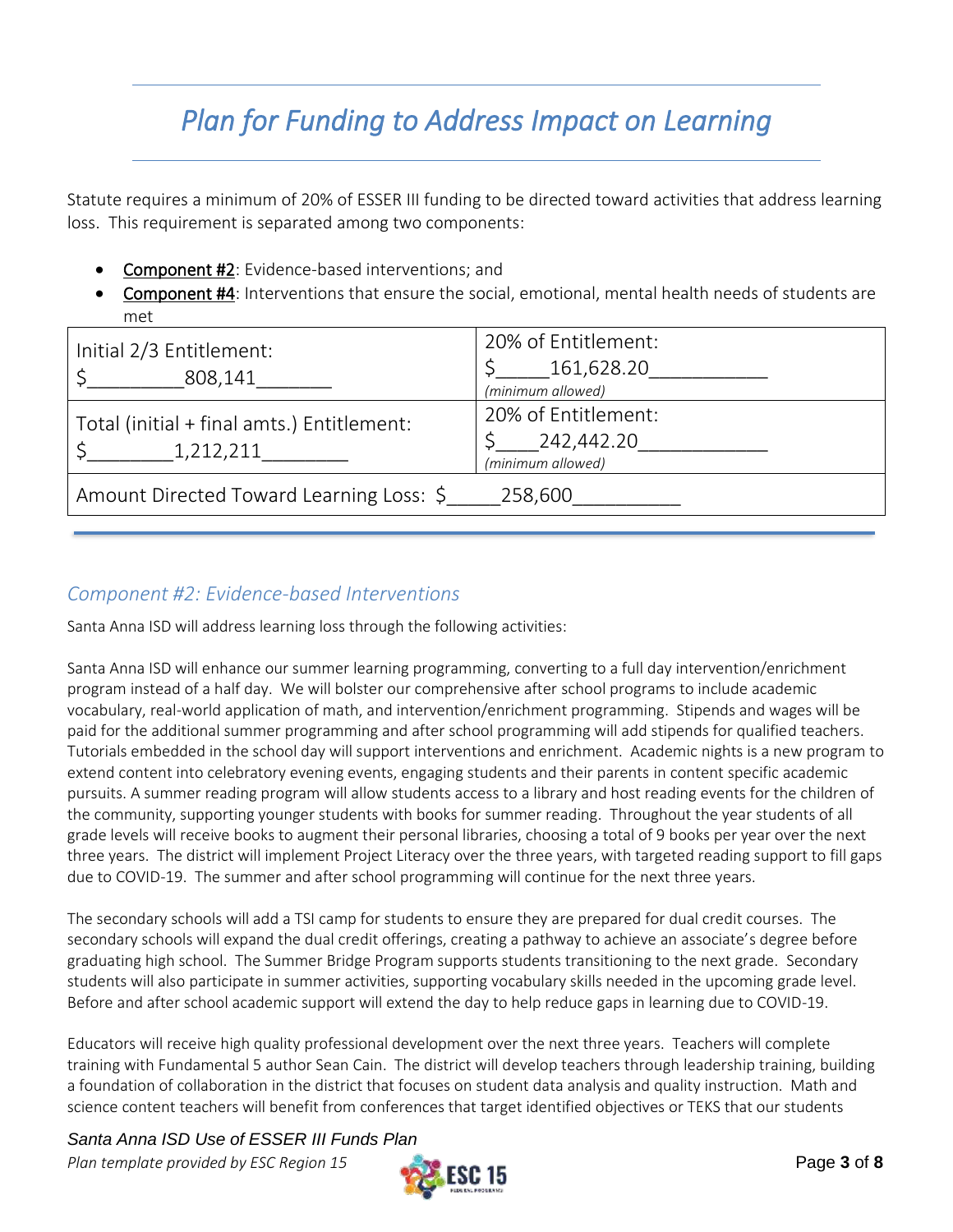# *Plan for Funding to Address Impact on Learning*

Statute requires a minimum of 20% of ESSER III funding to be directed toward activities that address learning loss. This requirement is separated among two components:

- <u>Component #2</u>: Evidence-based interventions; and
- <u>Component #4</u>: Interventions that ensure the social, emotional, mental health needs of students are met

| Initial 2/3 Entitlement: $_________808,141_______ | 20% of Entitlement: $_____161,628.20__________ *(minimum allowed)* |
|---|---|
| Total (initial + final amts.) Entitlement: $________1,212,211________ | 20% of Entitlement: $____242,442.20____________ *(minimum allowed)* |
| Amount Directed Toward Learning Loss: $_____258,600__________ | |

## *Component #2: Evidence-based Interventions*

Santa Anna ISD will address learning loss through the following activities:

Santa Anna ISD will enhance our summer learning programming, converting to a full day intervention/enrichment program instead of a half day. We will bolster our comprehensive after school programs to include academic vocabulary, real-world application of math, and intervention/enrichment programming. Stipends and wages will be paid for the additional summer programming and after school programming will add stipends for qualified teachers. Tutorials embedded in the school day will support interventions and enrichment. Academic nights is a new program to extend content into celebratory evening events, engaging students and their parents in content specific academic pursuits. A summer reading program will allow students access to a library and host reading events for the children of the community, supporting younger students with books for summer reading. Throughout the year students of all grade levels will receive books to augment their personal libraries, choosing a total of 9 books per year over the next three years. The district will implement Project Literacy over the three years, with targeted reading support to fill gaps due to COVID-19. The summer and after school programming will continue for the next three years.

The secondary schools will add a TSI camp for students to ensure they are prepared for dual credit courses. The secondary schools will expand the dual credit offerings, creating a pathway to achieve an associate's degree before graduating high school. The Summer Bridge Program supports students transitioning to the next grade. Secondary students will also participate in summer activities, supporting vocabulary skills needed in the upcoming grade level. Before and after school academic support will extend the day to help reduce gaps in learning due to COVID-19.

Educators will receive high quality professional development over the next three years. Teachers will complete training with Fundamental 5 author Sean Cain. The district will develop teachers through leadership training, building a foundation of collaboration in the district that focuses on student data analysis and quality instruction. Math and science content teachers will benefit from conferences that target identified objectives or TEKS that our students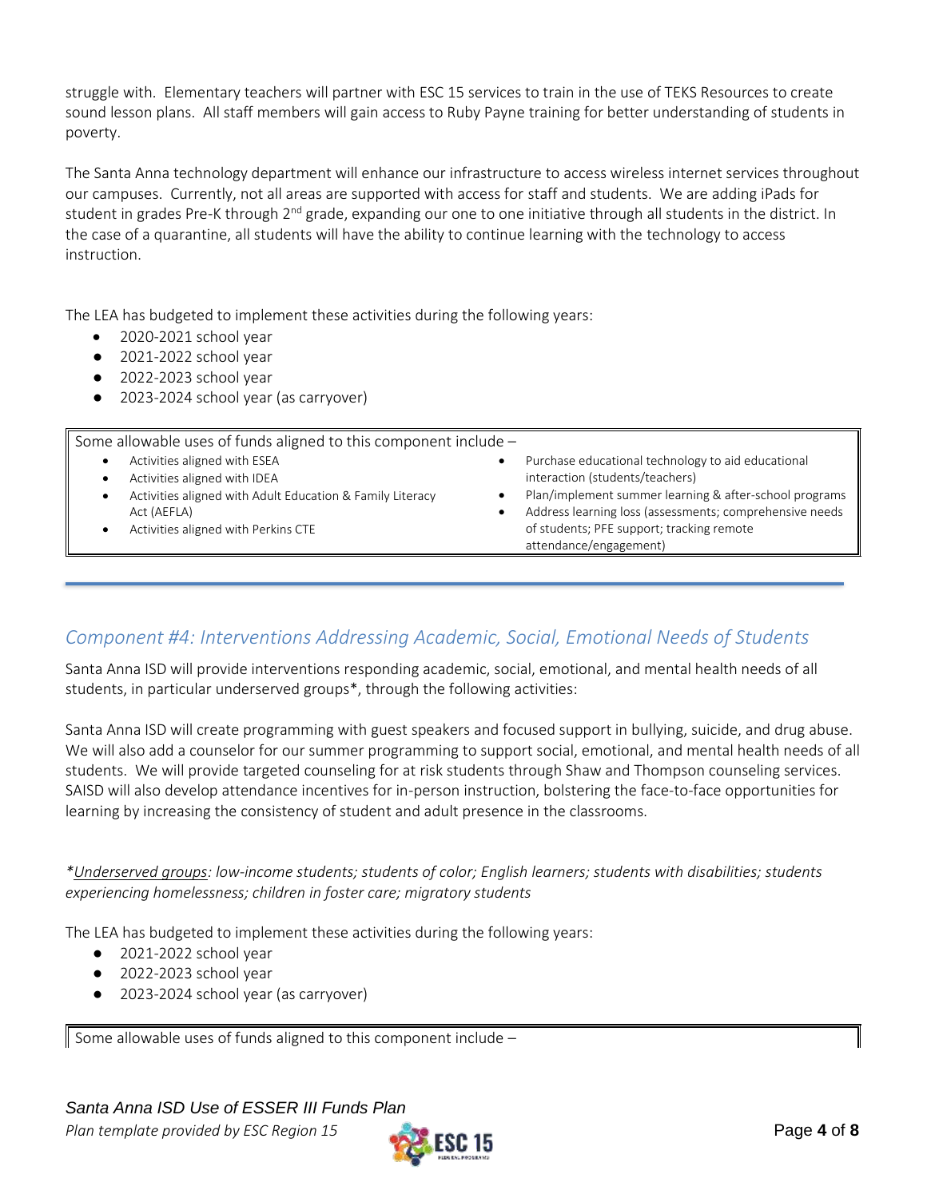struggle with. Elementary teachers will partner with ESC 15 services to train in the use of TEKS Resources to create sound lesson plans. All staff members will gain access to Ruby Payne training for better understanding of students in poverty.

The Santa Anna technology department will enhance our infrastructure to access wireless internet services throughout our campuses. Currently, not all areas are supported with access for staff and students. We are adding iPads for student in grades Pre-K through 2nd grade, expanding our one to one initiative through all students in the district. In the case of a quarantine, all students will have the ability to continue learning with the technology to access instruction.

The LEA has budgeted to implement these activities during the following years:

- 2020-2021 school year
- 2021-2022 school year
- 2022-2023 school year
- 2023-2024 school year (as carryover)

| Some allowable uses of funds aligned to this component include – | |
|---|---|
| • Activities aligned with ESEA<br>• Activities aligned with IDEA<br>• Activities aligned with Adult Education & Family Literacy Act (AEFLA)<br>• Activities aligned with Perkins CTE | • Purchase educational technology to aid educational interaction (students/teachers)<br>• Plan/implement summer learning & after-school programs<br>• Address learning loss (assessments; comprehensive needs of students; PFE support; tracking remote attendance/engagement) |

---

## *Component #4: Interventions Addressing Academic, Social, Emotional Needs of Students*

Santa Anna ISD will provide interventions responding academic, social, emotional, and mental health needs of all students, in particular underserved groups*, through the following activities:

Santa Anna ISD will create programming with guest speakers and focused support in bullying, suicide, and drug abuse. We will also add a counselor for our summer programming to support social, emotional, and mental health needs of all students. We will provide targeted counseling for at risk students through Shaw and Thompson counseling services. SAISD will also develop attendance incentives for in-person instruction, bolstering the face-to-face opportunities for learning by increasing the consistency of student and adult presence in the classrooms.

*\*Underserved groups: low-income students; students of color; English learners; students with disabilities; students experiencing homelessness; children in foster care; migratory students*

The LEA has budgeted to implement these activities during the following years:

- 2021-2022 school year
- 2022-2023 school year
- 2023-2024 school year (as carryover)

Some allowable uses of funds aligned to this component include –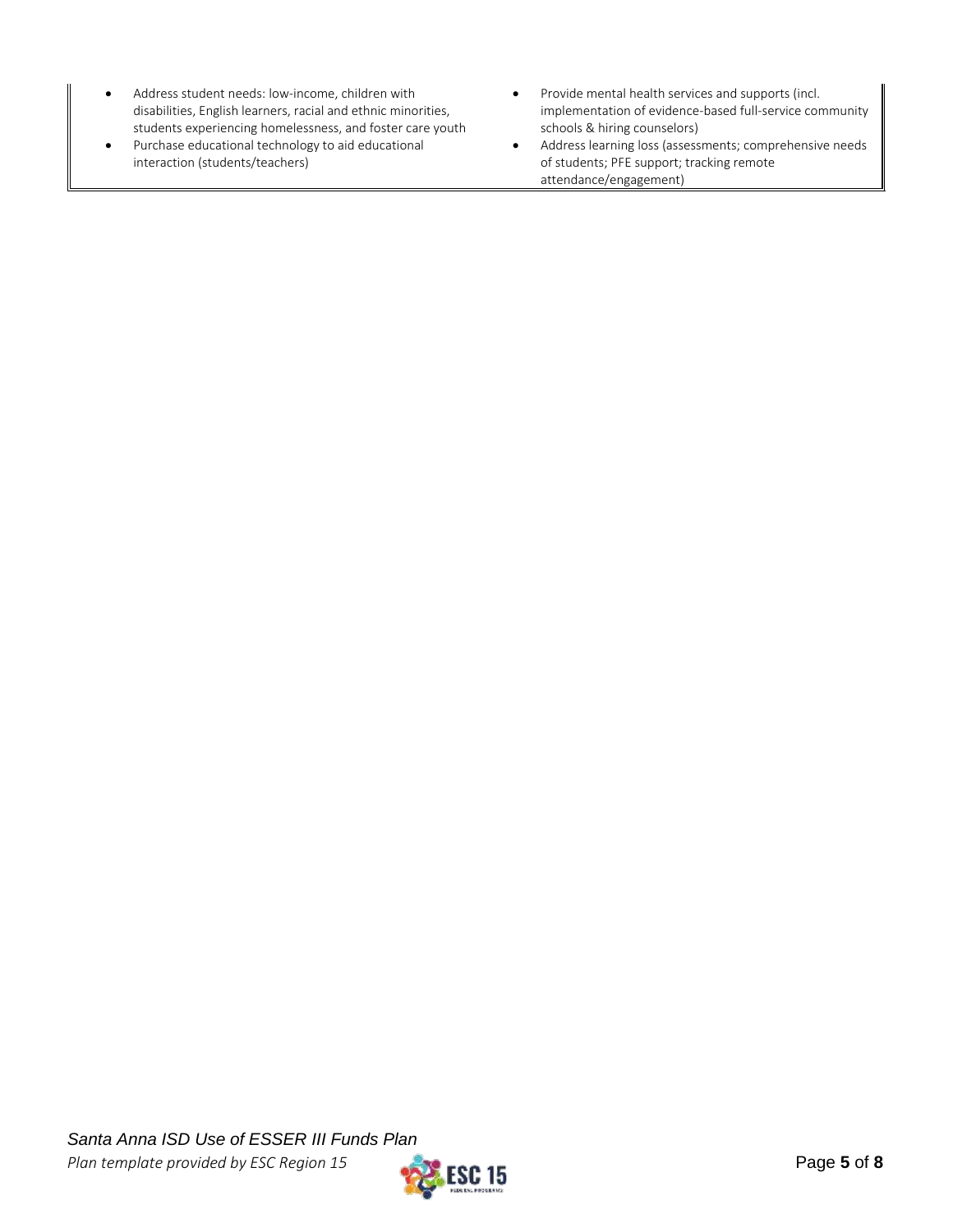- Address student needs: low-income, children with disabilities, English learners, racial and ethnic minorities, students experiencing homelessness, and foster care youth
- Purchase educational technology to aid educational interaction (students/teachers)
- Provide mental health services and supports (incl. implementation of evidence-based full-service community schools & hiring counselors)
- Address learning loss (assessments; comprehensive needs of students; PFE support; tracking remote attendance/engagement)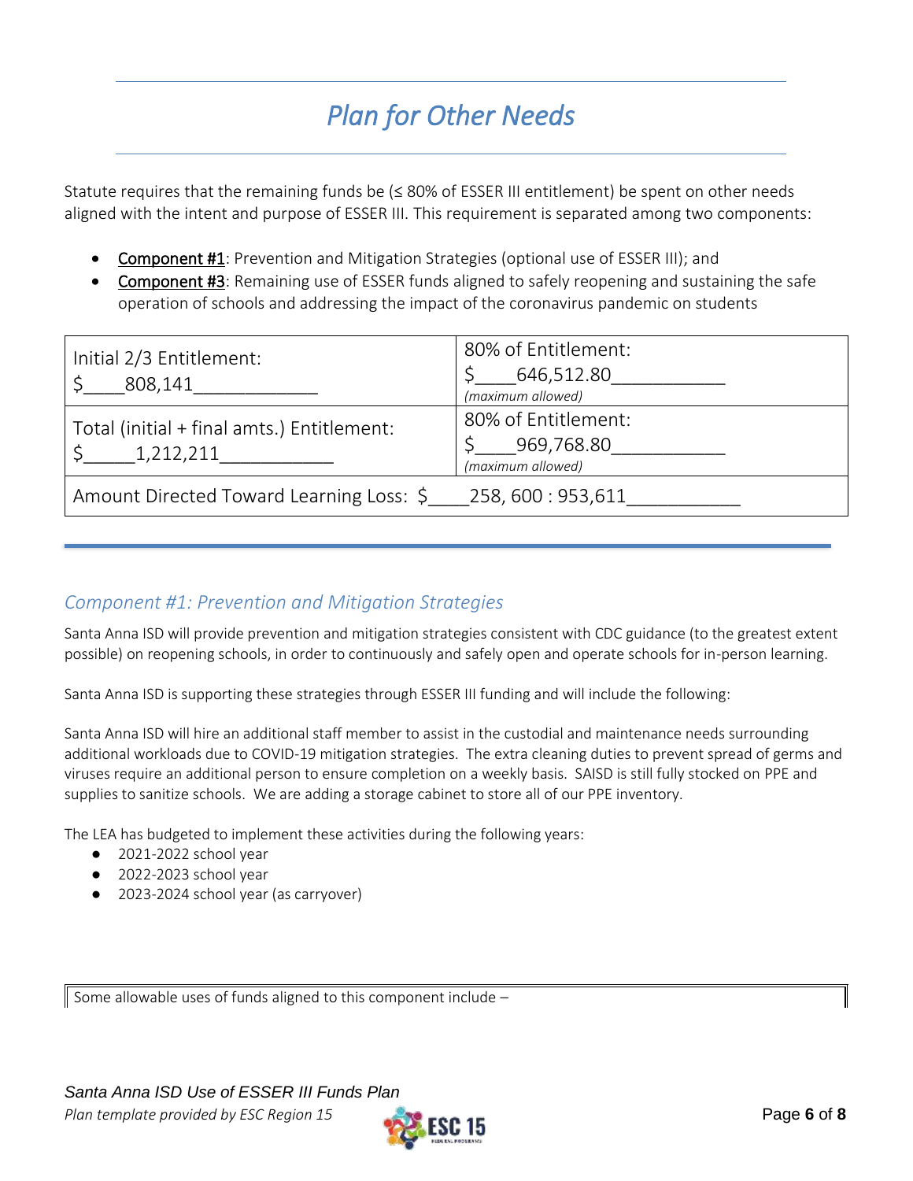# *Plan for Other Needs*

Statute requires that the remaining funds be (≤ 80% of ESSER III entitlement) be spent on other needs aligned with the intent and purpose of ESSER III. This requirement is separated among two components:

- **Component #1**: Prevention and Mitigation Strategies (optional use of ESSER III); and
- **Component #3**: Remaining use of ESSER funds aligned to safely reopening and sustaining the safe operation of schools and addressing the impact of the coronavirus pandemic on students

| Initial 2/3 Entitlement: $____808,141____________ | 80% of Entitlement: $____646,512.80__________ *(maximum allowed)* |
|---|---|
| Total (initial + final amts.) Entitlement: $_____1,212,211__________ | 80% of Entitlement: $____969,768.80__________ *(maximum allowed)* |
| Amount Directed Toward Learning Loss: $____258, 600 : 953,611__________ | |

## *Component #1: Prevention and Mitigation Strategies*

Santa Anna ISD will provide prevention and mitigation strategies consistent with CDC guidance (to the greatest extent possible) on reopening schools, in order to continuously and safely open and operate schools for in-person learning.

Santa Anna ISD is supporting these strategies through ESSER III funding and will include the following:

Santa Anna ISD will hire an additional staff member to assist in the custodial and maintenance needs surrounding additional workloads due to COVID-19 mitigation strategies. The extra cleaning duties to prevent spread of germs and viruses require an additional person to ensure completion on a weekly basis. SAISD is still fully stocked on PPE and supplies to sanitize schools. We are adding a storage cabinet to store all of our PPE inventory.

The LEA has budgeted to implement these activities during the following years:

- 2021-2022 school year
- 2022-2023 school year
- 2023-2024 school year (as carryover)

Some allowable uses of funds aligned to this component include –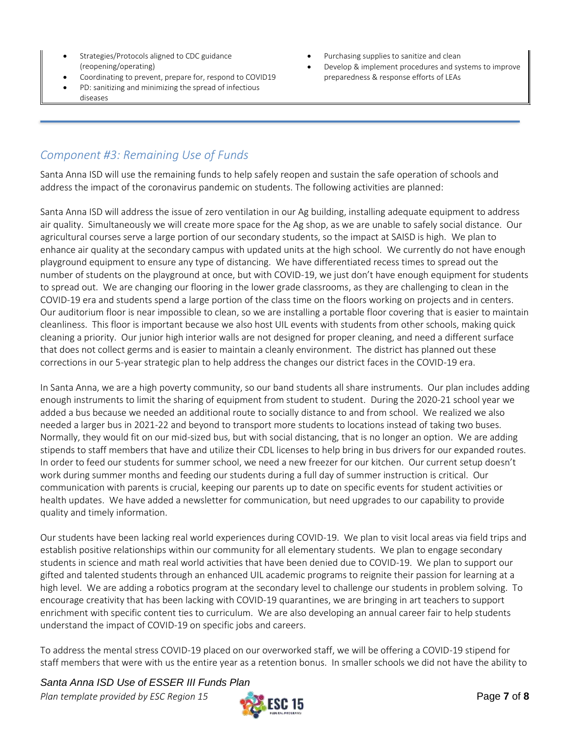- Strategies/Protocols aligned to CDC guidance (reopening/operating)
- Coordinating to prevent, prepare for, respond to COVID19
- PD: sanitizing and minimizing the spread of infectious diseases
- Purchasing supplies to sanitize and clean
- Develop & implement procedures and systems to improve preparedness & response efforts of LEAs

## *Component #3: Remaining Use of Funds*

Santa Anna ISD will use the remaining funds to help safely reopen and sustain the safe operation of schools and address the impact of the coronavirus pandemic on students. The following activities are planned:

Santa Anna ISD will address the issue of zero ventilation in our Ag building, installing adequate equipment to address air quality. Simultaneously we will create more space for the Ag shop, as we are unable to safely social distance. Our agricultural courses serve a large portion of our secondary students, so the impact at SAISD is high. We plan to enhance air quality at the secondary campus with updated units at the high school. We currently do not have enough playground equipment to ensure any type of distancing. We have differentiated recess times to spread out the number of students on the playground at once, but with COVID-19, we just don't have enough equipment for students to spread out. We are changing our flooring in the lower grade classrooms, as they are challenging to clean in the COVID-19 era and students spend a large portion of the class time on the floors working on projects and in centers. Our auditorium floor is near impossible to clean, so we are installing a portable floor covering that is easier to maintain cleanliness. This floor is important because we also host UIL events with students from other schools, making quick cleaning a priority. Our junior high interior walls are not designed for proper cleaning, and need a different surface that does not collect germs and is easier to maintain a cleanly environment. The district has planned out these corrections in our 5-year strategic plan to help address the changes our district faces in the COVID-19 era.

In Santa Anna, we are a high poverty community, so our band students all share instruments. Our plan includes adding enough instruments to limit the sharing of equipment from student to student. During the 2020-21 school year we added a bus because we needed an additional route to socially distance to and from school. We realized we also needed a larger bus in 2021-22 and beyond to transport more students to locations instead of taking two buses. Normally, they would fit on our mid-sized bus, but with social distancing, that is no longer an option. We are adding stipends to staff members that have and utilize their CDL licenses to help bring in bus drivers for our expanded routes. In order to feed our students for summer school, we need a new freezer for our kitchen. Our current setup doesn't work during summer months and feeding our students during a full day of summer instruction is critical. Our communication with parents is crucial, keeping our parents up to date on specific events for student activities or health updates. We have added a newsletter for communication, but need upgrades to our capability to provide quality and timely information.

Our students have been lacking real world experiences during COVID-19. We plan to visit local areas via field trips and establish positive relationships within our community for all elementary students. We plan to engage secondary students in science and math real world activities that have been denied due to COVID-19. We plan to support our gifted and talented students through an enhanced UIL academic programs to reignite their passion for learning at a high level. We are adding a robotics program at the secondary level to challenge our students in problem solving. To encourage creativity that has been lacking with COVID-19 quarantines, we are bringing in art teachers to support enrichment with specific content ties to curriculum. We are also developing an annual career fair to help students understand the impact of COVID-19 on specific jobs and careers.

To address the mental stress COVID-19 placed on our overworked staff, we will be offering a COVID-19 stipend for staff members that were with us the entire year as a retention bonus. In smaller schools we did not have the ability to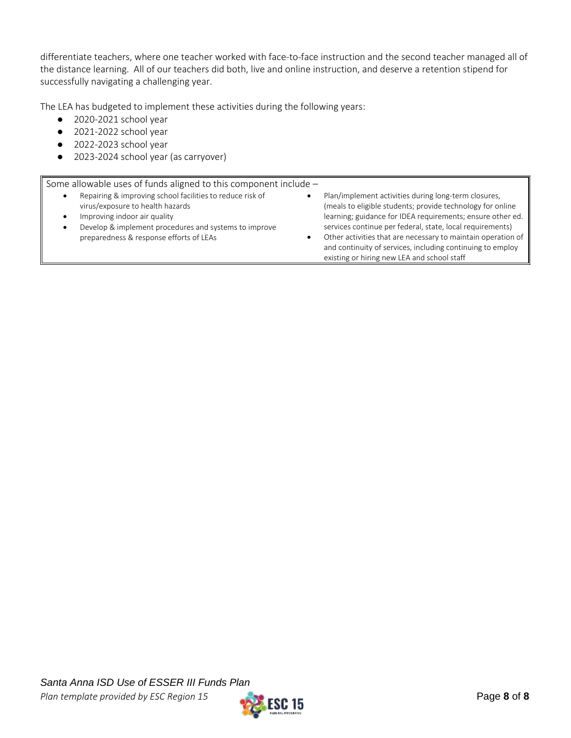differentiate teachers, where one teacher worked with face-to-face instruction and the second teacher managed all of the distance learning. All of our teachers did both, live and online instruction, and deserve a retention stipend for successfully navigating a challenging year.

The LEA has budgeted to implement these activities during the following years:

- 2020-2021 school year
- 2021-2022 school year
- 2022-2023 school year
- 2023-2024 school year (as carryover)

Some allowable uses of funds aligned to this component include –

- Repairing & improving school facilities to reduce risk of virus/exposure to health hazards
- Improving indoor air quality
- Develop & implement procedures and systems to improve preparedness & response efforts of LEAs
- Plan/implement activities during long-term closures, (meals to eligible students; provide technology for online learning; guidance for IDEA requirements; ensure other ed. services continue per federal, state, local requirements)
- Other activities that are necessary to maintain operation of and continuity of services, including continuing to employ existing or hiring new LEA and school staff